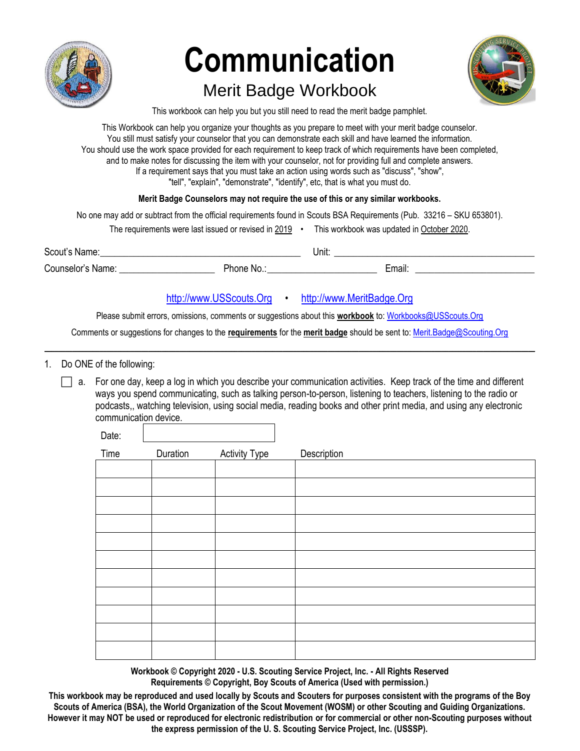# Communication

## Merit Badge Workbook

This workbook can help you but you still need to read the merit badge pamphlet.

This Workbook can help you organize your thoughts as you prepare to meet with your merit badge counselor.
You still must satisfy your counselor that you can demonstrate each skill and have learned the information.
You should use the work space provided for each requirement to keep track of which requirements have been completed,
and to make notes for discussing the item with your counselor, not for providing full and complete answers.
If a requirement says that you must take an action using words such as "discuss", "show",
"tell", "explain", "demonstrate", "identify", etc, that is what you must do.

**Merit Badge Counselors may not require the use of this or any similar workbooks.**

No one may add or subtract from the official requirements found in Scouts BSA Requirements (Pub. 33216 – SKU 653801).

The requirements were last issued or revised in 2019 • This workbook was updated in October 2020.

Scout's Name: ________________________________________ Unit: ________________________________________

Counselor's Name: ____________________ Phone No.: _______________________ Email: _________________________

http://www.USScouts.Org • http://www.MeritBadge.Org

Please submit errors, omissions, comments or suggestions about this **workbook** to: Workbooks@USScouts.Org

Comments or suggestions for changes to the **requirements** for the **merit badge** should be sent to: Merit.Badge@Scouting.Org

---

1. Do ONE of the following:

- [ ] a. For one day, keep a log in which you describe your communication activities. Keep track of the time and different ways you spend communicating, such as talking person-to-person, listening to teachers, listening to the radio or podcasts,, watching television, using social media, reading books and other print media, and using any electronic communication device.

Date: ____________________

| Time | Duration | Activity Type | Description |
|---|---|---|---|
| | | | |
| | | | |
| | | | |
| | | | |
| | | | |
| | | | |
| | | | |
| | | | |
| | | | |
| | | | |
| | | | |

**Workbook © Copyright 2020 - U.S. Scouting Service Project, Inc. - All Rights Reserved**
**Requirements © Copyright, Boy Scouts of America (Used with permission.)**

**This workbook may be reproduced and used locally by Scouts and Scouters for purposes consistent with the programs of the Boy Scouts of America (BSA), the World Organization of the Scout Movement (WOSM) or other Scouting and Guiding Organizations. However it may NOT be used or reproduced for electronic redistribution or for commercial or other non-Scouting purposes without the express permission of the U. S. Scouting Service Project, Inc. (USSSP).**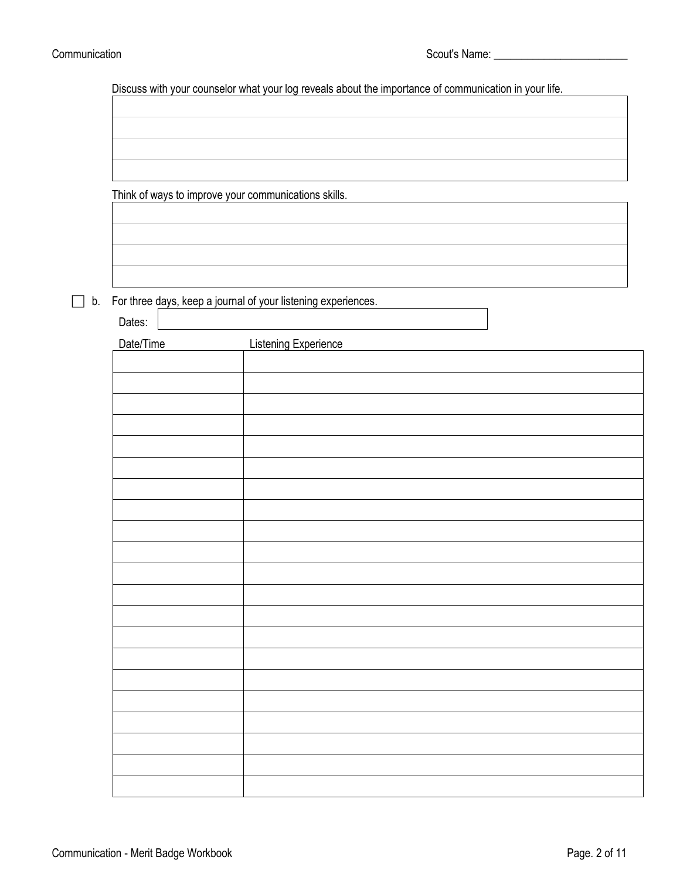Discuss with your counselor what your log reveals about the importance of communication in your life.

| |
|---|
| |
| |
| |
| |

Think of ways to improve your communications skills.

| |
|---|
| |
| |
| |
| |

☐ b. For three days, keep a journal of your listening experiences.

Dates: ______________________________

| Date/Time | Listening Experience |
|---|---|
| | |
| | |
| | |
| | |
| | |
| | |
| | |
| | |
| | |
| | |
| | |
| | |
| | |
| | |
| | |
| | |
| | |
| | |
| | |
| | |
| | |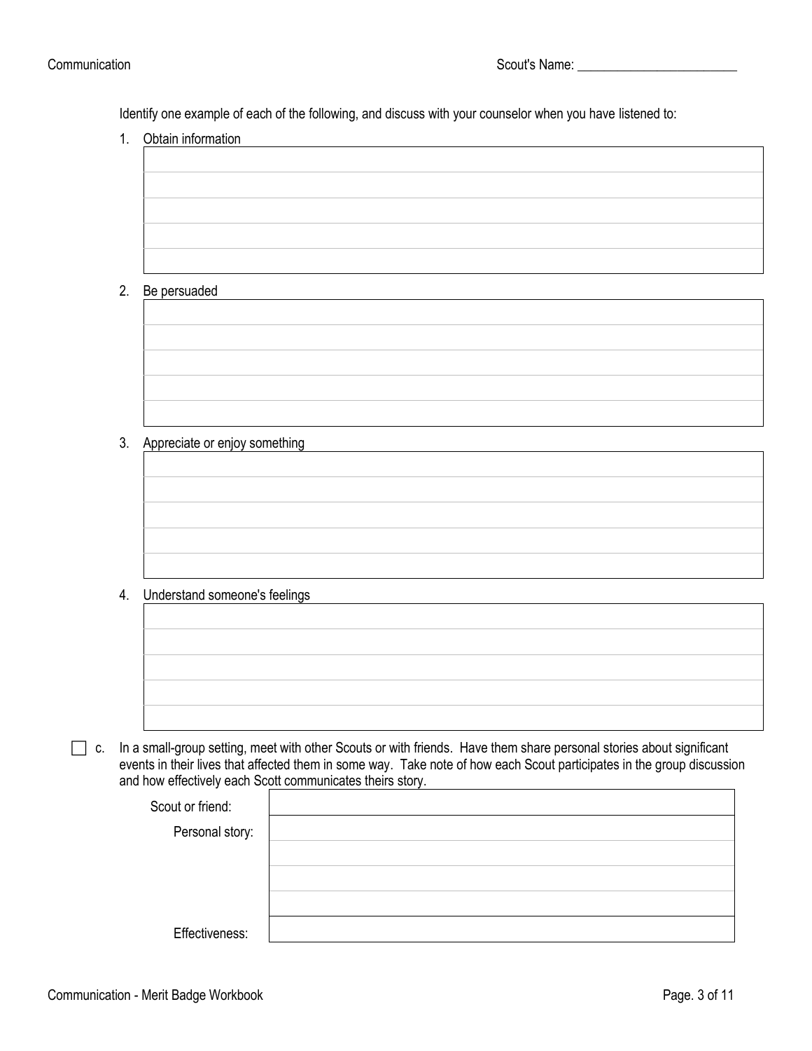Scout's Name: ________________________

Identify one example of each of the following, and discuss with your counselor when you have listened to:

1. Obtain information

| |
|---|
| |
| |
| |
| |
| |

2. Be persuaded

| |
|---|
| |
| |
| |
| |
| |

3. Appreciate or enjoy something

| |
|---|
| |
| |
| |
| |
| |

4. Understand someone's feelings

| |
|---|
| |
| |
| |
| |
| |

☐ c. In a small-group setting, meet with other Scouts or with friends. Have them share personal stories about significant events in their lives that affected them in some way. Take note of how each Scout participates in the group discussion and how effectively each Scott communicates theirs story.

| | |
|---|---|
| Scout or friend: | |
| Personal story: | |
| | |
| | |
| | |
| Effectiveness: | |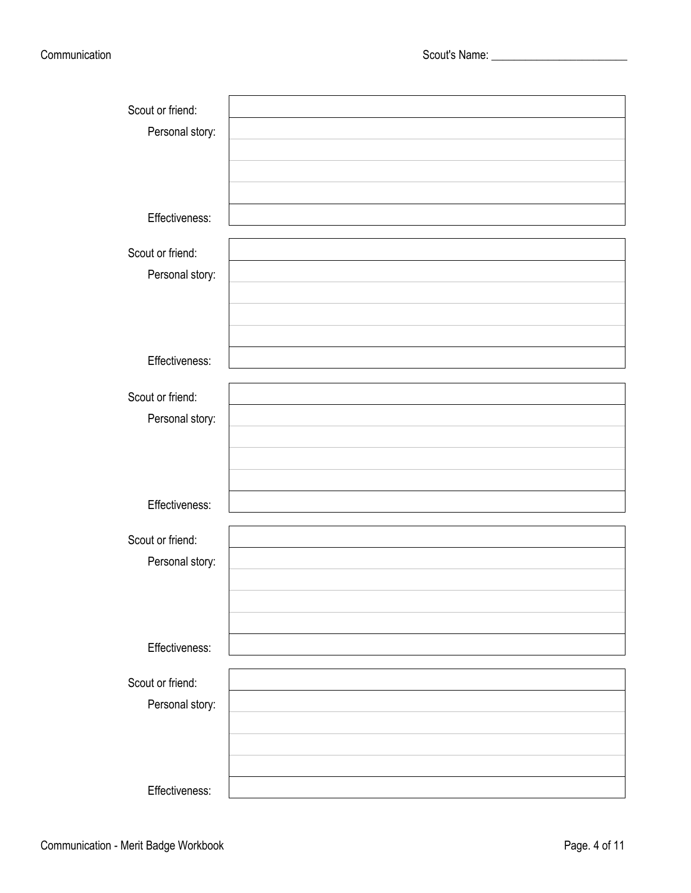| | |
|---|---|
| Scout or friend: | |
| Personal story: | |
| | |
| | |
| | |
| Effectiveness: | |

| | |
|---|---|
| Scout or friend: | |
| Personal story: | |
| | |
| | |
| | |
| Effectiveness: | |

| | |
|---|---|
| Scout or friend: | |
| Personal story: | |
| | |
| | |
| | |
| Effectiveness: | |

| | |
|---|---|
| Scout or friend: | |
| Personal story: | |
| | |
| | |
| | |
| Effectiveness: | |

| | |
|---|---|
| Scout or friend: | |
| Personal story: | |
| | |
| | |
| | |
| Effectiveness: | |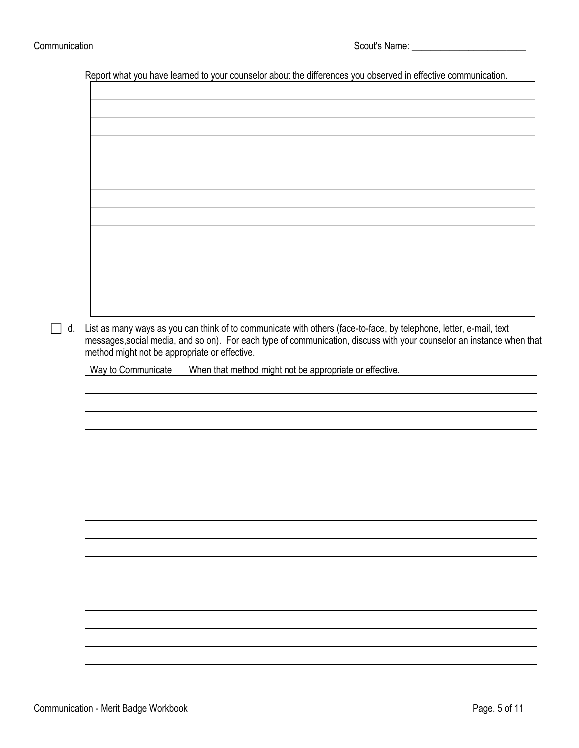Report what you have learned to your counselor about the differences you observed in effective communication.

| |
|---|
| |
| |
| |
| |
| |
| |
| |
| |
| |
| |
| |
| |
| |

☐ d. List as many ways as you can think of to communicate with others (face-to-face, by telephone, letter, e-mail, text messages,social media, and so on). For each type of communication, discuss with your counselor an instance when that method might not be appropriate or effective.

| Way to Communicate | When that method might not be appropriate or effective. |
|---|---|
| | |
| | |
| | |
| | |
| | |
| | |
| | |
| | |
| | |
| | |
| | |
| | |
| | |
| | |
| | |
| | |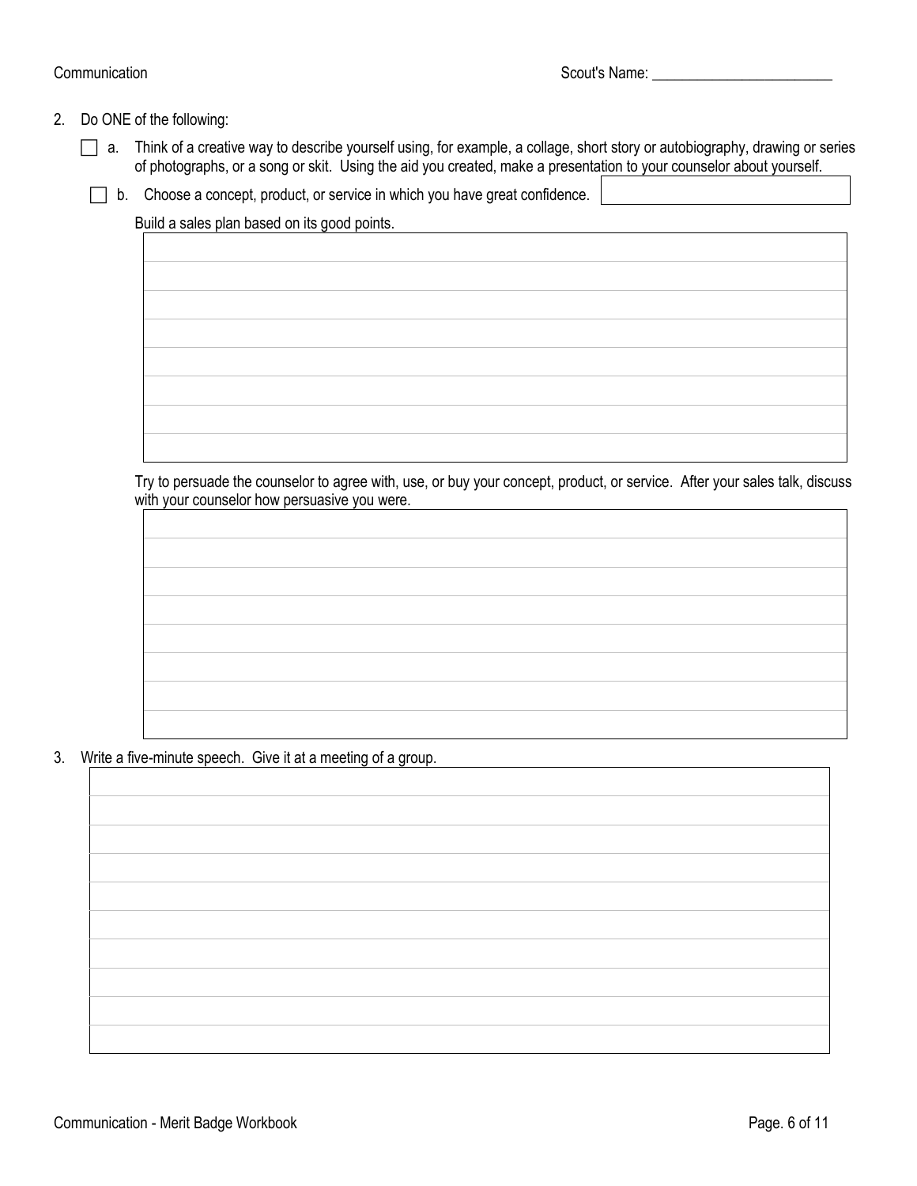2. Do ONE of the following:

   - [ ] a. Think of a creative way to describe yourself using, for example, a collage, short story or autobiography, drawing or series of photographs, or a song or skit. Using the aid you created, make a presentation to your counselor about yourself.

   - [ ] b. Choose a concept, product, or service in which you have great confidence.

     Build a sales plan based on its good points.

     Try to persuade the counselor to agree with, use, or buy your concept, product, or service. After your sales talk, discuss with your counselor how persuasive you were.

3. Write a five-minute speech. Give it at a meeting of a group.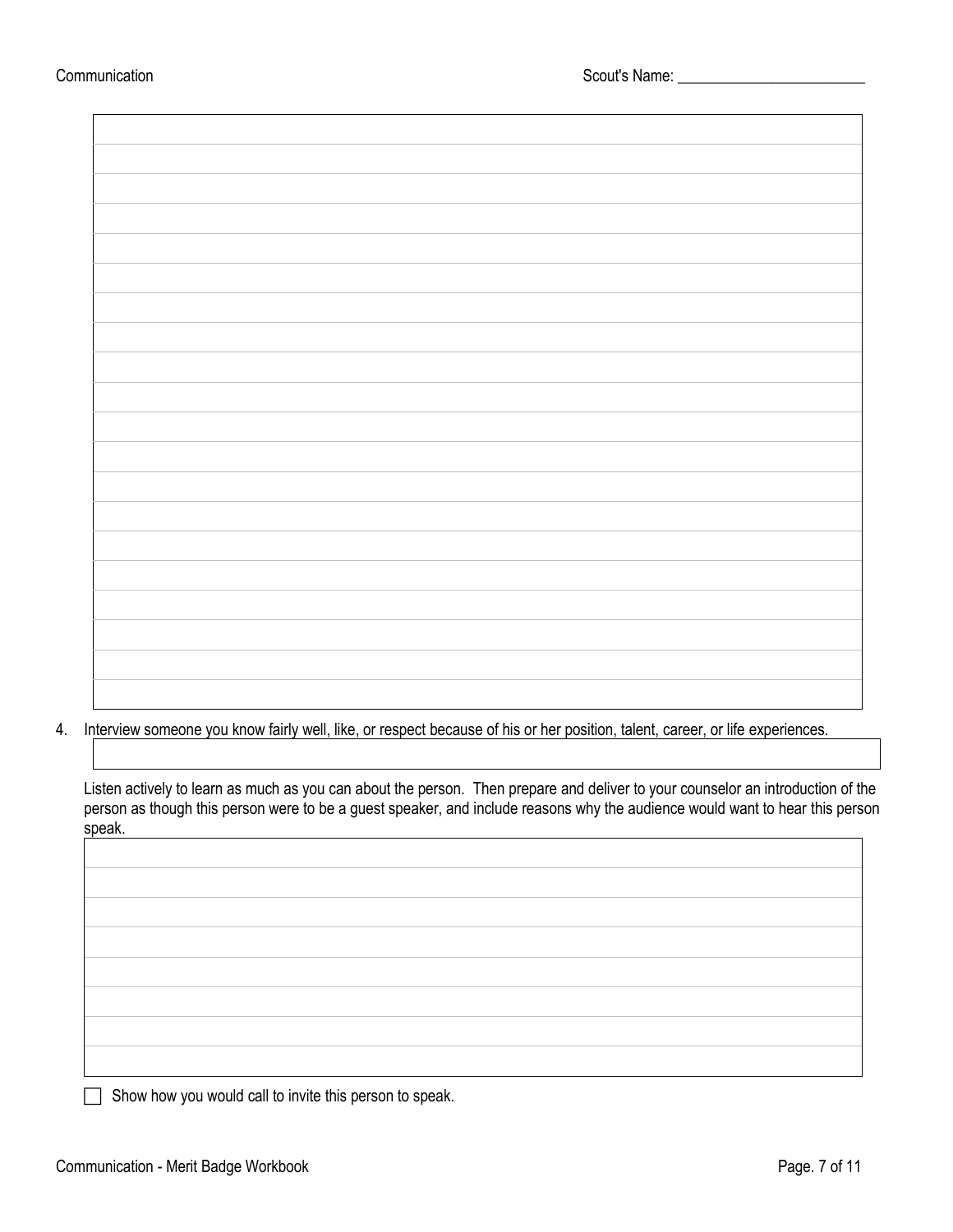4. Interview someone you know fairly well, like, or respect because of his or her position, talent, career, or life experiences.

   Listen actively to learn as much as you can about the person. Then prepare and deliver to your counselor an introduction of the person as though this person were to be a guest speaker, and include reasons why the audience would want to hear this person speak.

   - [ ] Show how you would call to invite this person to speak.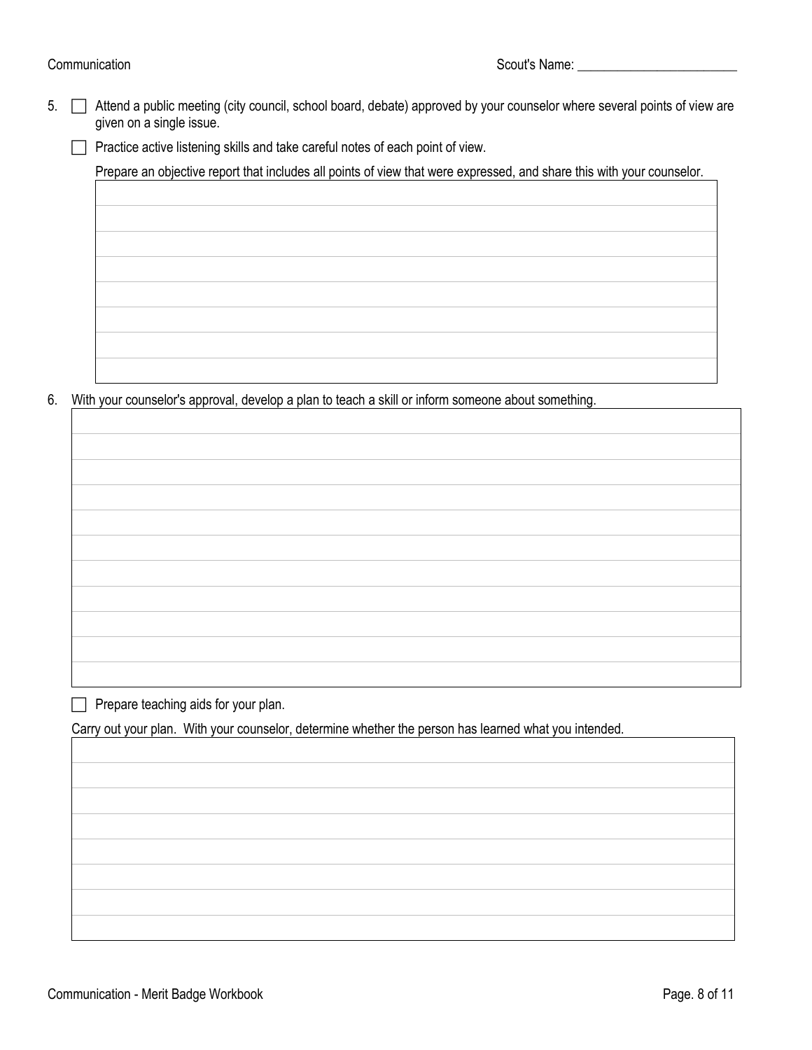Scout's Name: ________________________

5. ☐ Attend a public meeting (city council, school board, debate) approved by your counselor where several points of view are given on a single issue.

   ☐ Practice active listening skills and take careful notes of each point of view.

   Prepare an objective report that includes all points of view that were expressed, and share this with your counselor.

6. With your counselor's approval, develop a plan to teach a skill or inform someone about something.

   ☐ Prepare teaching aids for your plan.

   Carry out your plan. With your counselor, determine whether the person has learned what you intended.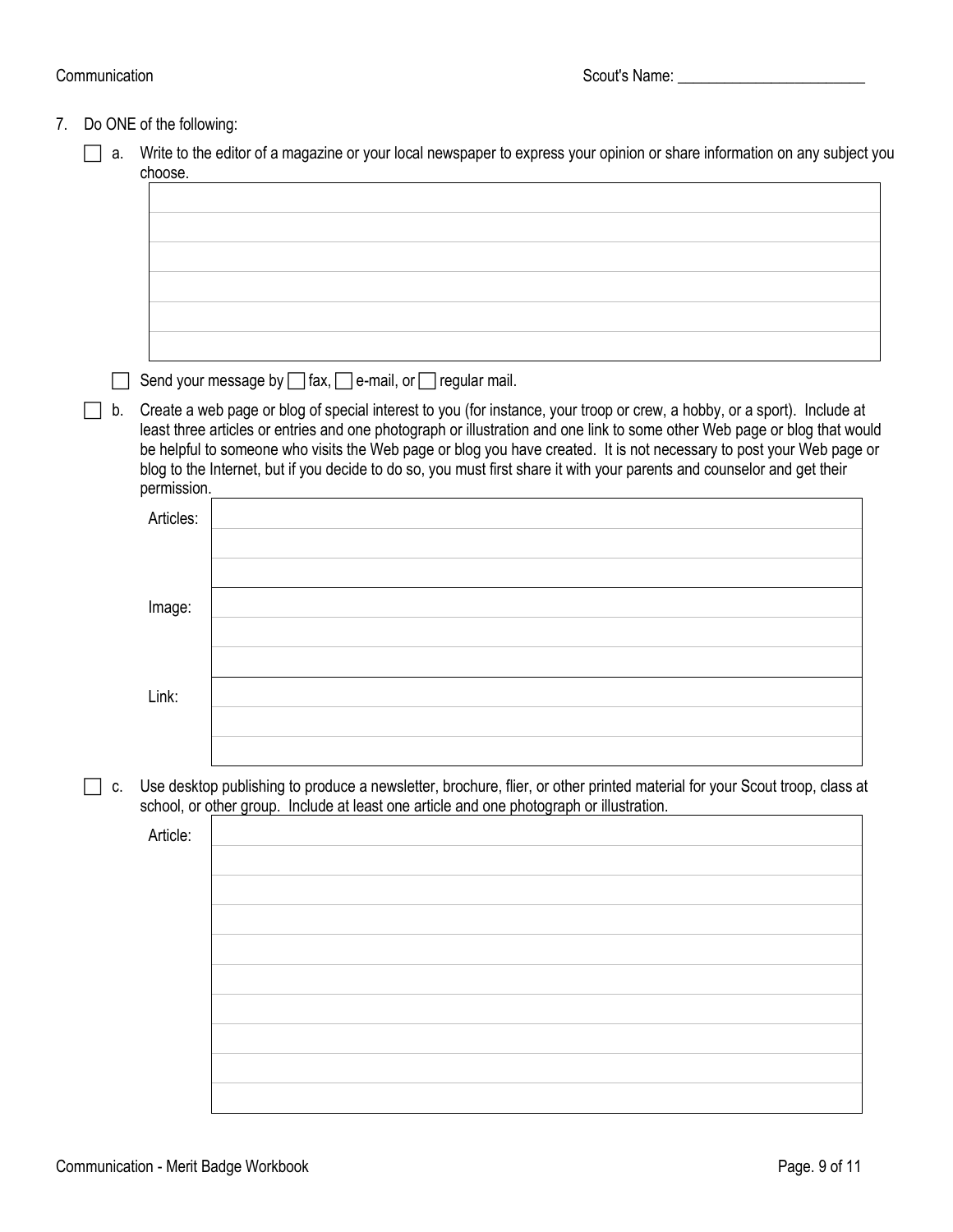7. Do ONE of the following:

- [ ] a. Write to the editor of a magazine or your local newspaper to express your opinion or share information on any subject you choose.

- [ ] Send your message by [ ] fax, [ ] e-mail, or [ ] regular mail.

- [ ] b. Create a web page or blog of special interest to you (for instance, your troop or crew, a hobby, or a sport). Include at least three articles or entries and one photograph or illustration and one link to some other Web page or blog that would be helpful to someone who visits the Web page or blog you have created. It is not necessary to post your Web page or blog to the Internet, but if you decide to do so, you must first share it with your parents and counselor and get their permission.

Articles:

Image:

Link:

- [ ] c. Use desktop publishing to produce a newsletter, brochure, flier, or other printed material for your Scout troop, class at school, or other group. Include at least one article and one photograph or illustration.

Article: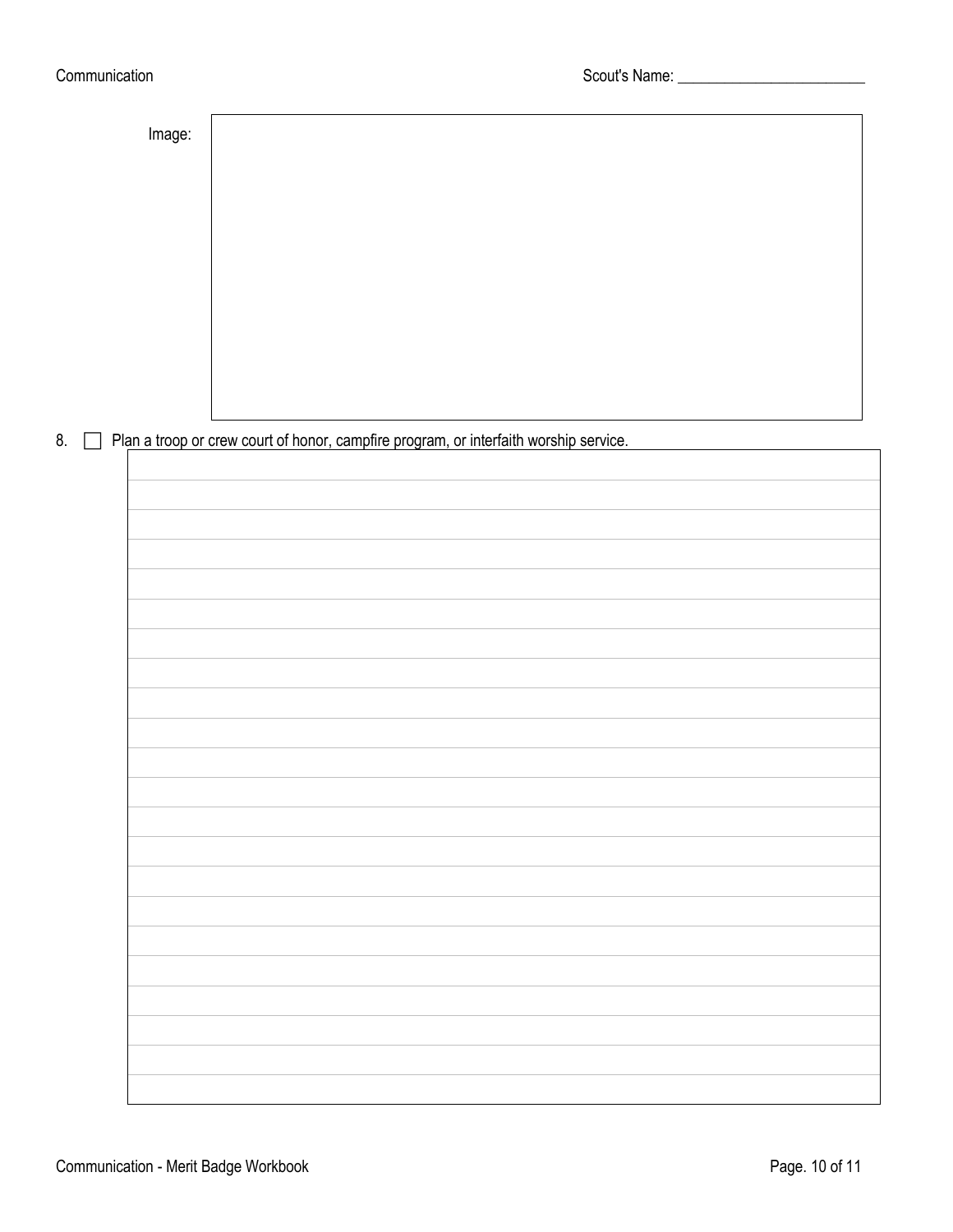Scout's Name: ________________________

Image:

8. ☐ Plan a troop or crew court of honor, campfire program, or interfaith worship service.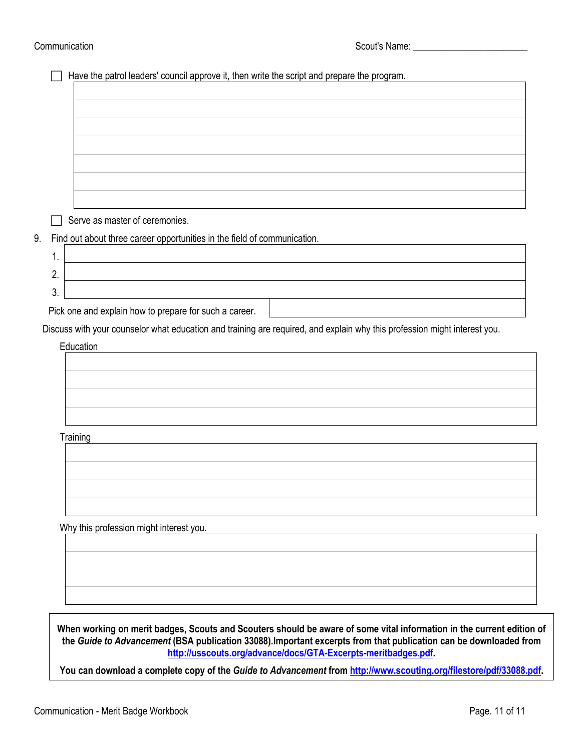- [ ] Have the patrol leaders' council approve it, then write the script and prepare the program.

- [ ] Serve as master of ceremonies.

9. Find out about three career opportunities in the field of communication.

| | |
|---|---|
| 1. | |
| 2. | |
| 3. | |

Pick one and explain how to prepare for such a career.

Discuss with your counselor what education and training are required, and explain why this profession might interest you.

Education

Training

Why this profession might interest you.

**When working on merit badges, Scouts and Scouters should be aware of some vital information in the current edition of the *Guide to Advancement* (BSA publication 33088).Important excerpts from that publication can be downloaded from http://usscouts.org/advance/docs/GTA-Excerpts-meritbadges.pdf.**

**You can download a complete copy of the *Guide to Advancement* from http://www.scouting.org/filestore/pdf/33088.pdf.**